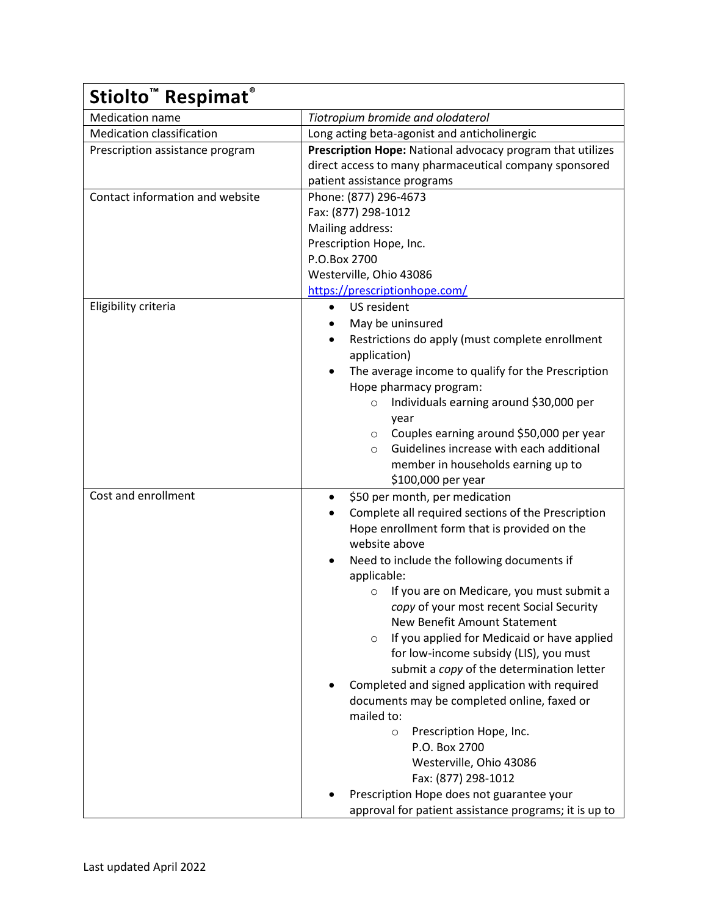| Stiolto™ Respimat® | |
|---|---|
| Medication name | *Tiotropium bromide and olodaterol* |
| Medication classification | Long acting beta-agonist and anticholinergic |
| Prescription assistance program | **Prescription Hope:** National advocacy program that utilizes direct access to many pharmaceutical company sponsored patient assistance programs |
| Contact information and website | Phone: (877) 296-4673<br>Fax: (877) 298-1012<br>Mailing address:<br>Prescription Hope, Inc.<br>P.O.Box 2700<br>Westerville, Ohio 43086<br>[https://prescriptionhope.com/](https://prescriptionhope.com/) |
| Eligibility criteria | • US resident<br>• May be uninsured<br>• Restrictions do apply (must complete enrollment application)<br>• The average income to qualify for the Prescription Hope pharmacy program:<br>&nbsp;&nbsp;&nbsp;&nbsp;○ Individuals earning around $30,000 per year<br>&nbsp;&nbsp;&nbsp;&nbsp;○ Couples earning around $50,000 per year<br>&nbsp;&nbsp;&nbsp;&nbsp;○ Guidelines increase with each additional member in households earning up to $100,000 per year |
| Cost and enrollment | • $50 per month, per medication<br>• Complete all required sections of the Prescription Hope enrollment form that is provided on the website above<br>• Need to include the following documents if applicable:<br>&nbsp;&nbsp;&nbsp;&nbsp;○ If you are on Medicare, you must submit a *copy* of your most recent Social Security New Benefit Amount Statement<br>&nbsp;&nbsp;&nbsp;&nbsp;○ If you applied for Medicaid or have applied for low-income subsidy (LIS), you must submit a *copy* of the determination letter<br>• Completed and signed application with required documents may be completed online, faxed or mailed to:<br>&nbsp;&nbsp;&nbsp;&nbsp;○ Prescription Hope, Inc.<br>&nbsp;&nbsp;&nbsp;&nbsp;P.O. Box 2700<br>&nbsp;&nbsp;&nbsp;&nbsp;Westerville, Ohio 43086<br>&nbsp;&nbsp;&nbsp;&nbsp;Fax: (877) 298-1012<br>• Prescription Hope does not guarantee your approval for patient assistance programs; it is up to |

Last updated April 2022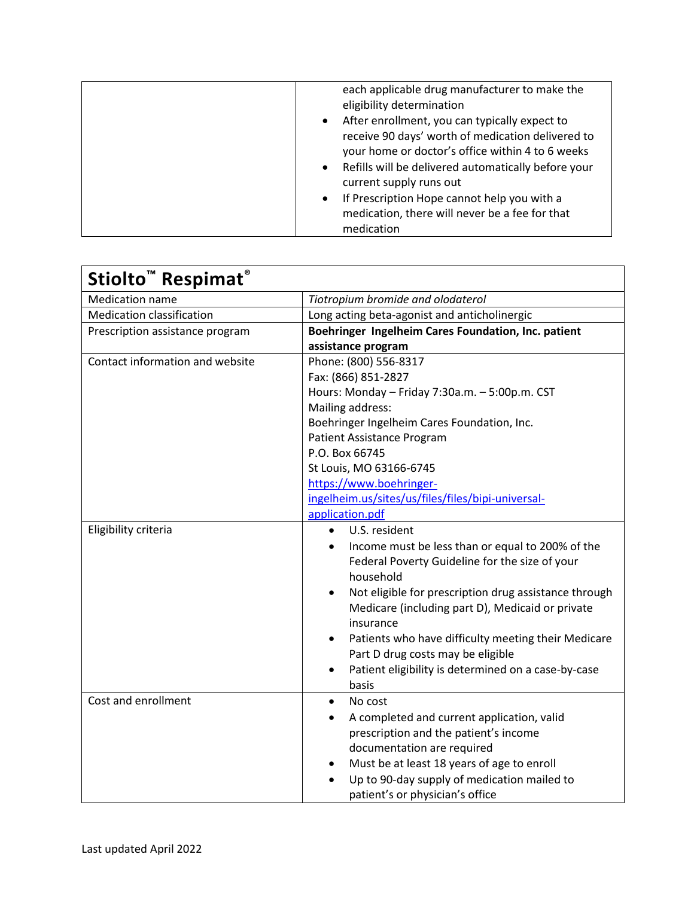| | |
|---|---|
| | each applicable drug manufacturer to make the eligibility determination<br>• After enrollment, you can typically expect to receive 90 days' worth of medication delivered to your home or doctor's office within 4 to 6 weeks<br>• Refills will be delivered automatically before your current supply runs out<br>• If Prescription Hope cannot help you with a medication, there will never be a fee for that medication |

| **Stiolto™ Respimat®** | |
|---|---|
| Medication name | *Tiotropium bromide and olodaterol* |
| Medication classification | Long acting beta-agonist and anticholinergic |
| Prescription assistance program | **Boehringer Ingelheim Cares Foundation, Inc. patient assistance program** |
| Contact information and website | Phone: (800) 556-8317<br>Fax: (866) 851-2827<br>Hours: Monday – Friday 7:30a.m. – 5:00p.m. CST<br>Mailing address:<br>Boehringer Ingelheim Cares Foundation, Inc.<br>Patient Assistance Program<br>P.O. Box 66745<br>St Louis, MO 63166-6745<br>[https://www.boehringer-ingelheim.us/sites/us/files/files/bipi-universal-application.pdf](https://www.boehringer-ingelheim.us/sites/us/files/files/bipi-universal-application.pdf) |
| Eligibility criteria | • U.S. resident<br>• Income must be less than or equal to 200% of the Federal Poverty Guideline for the size of your household<br>• Not eligible for prescription drug assistance through Medicare (including part D), Medicaid or private insurance<br>• Patients who have difficulty meeting their Medicare Part D drug costs may be eligible<br>• Patient eligibility is determined on a case-by-case basis |
| Cost and enrollment | • No cost<br>• A completed and current application, valid prescription and the patient's income documentation are required<br>• Must be at least 18 years of age to enroll<br>• Up to 90-day supply of medication mailed to patient's or physician's office |

Last updated April 2022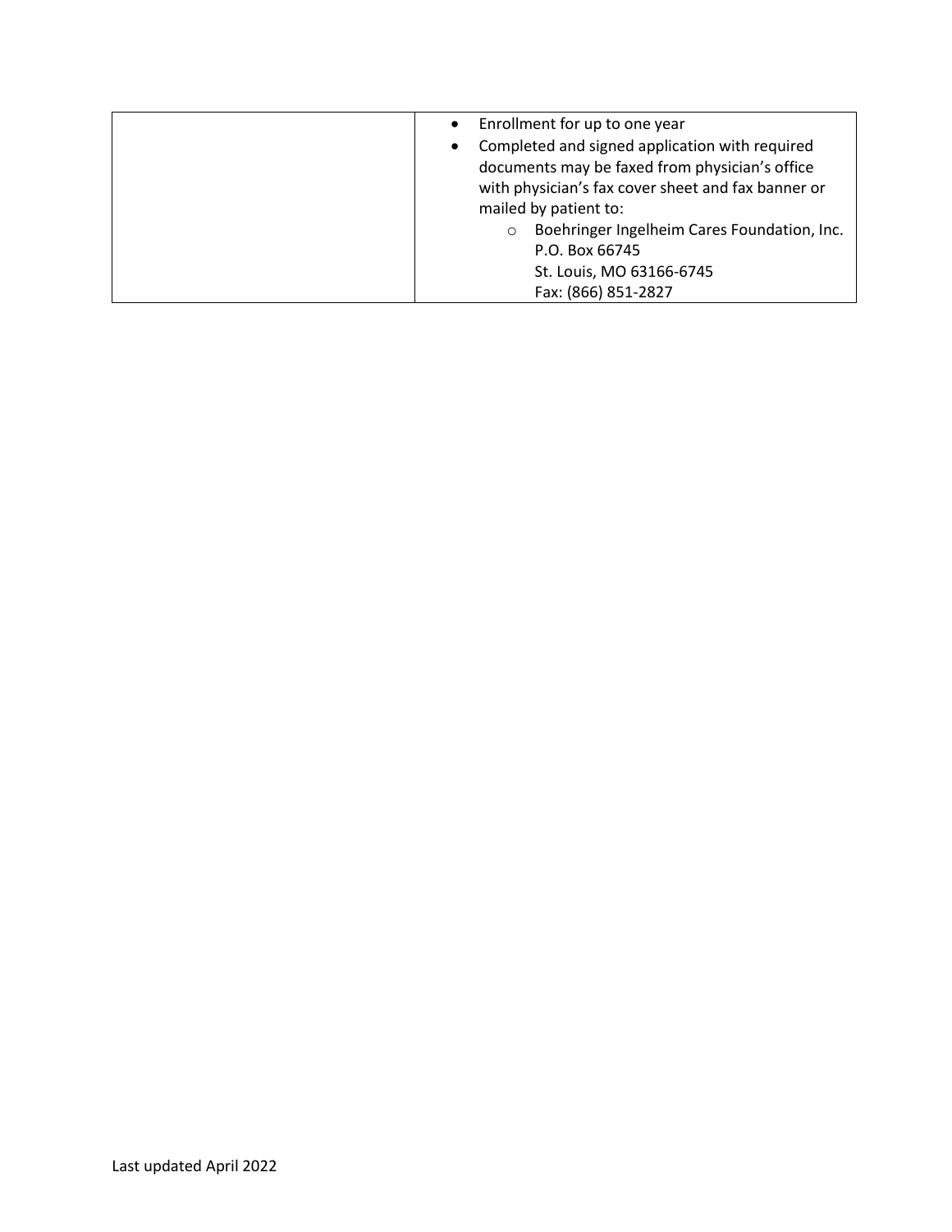| | |
|---|---|
| | • Enrollment for up to one year<br>• Completed and signed application with required documents may be faxed from physician's office with physician's fax cover sheet and fax banner or mailed by patient to:<br>  ○ Boehringer Ingelheim Cares Foundation, Inc.<br>    P.O. Box 66745<br>    St. Louis, MO 63166-6745<br>    Fax: (866) 851-2827 |

Last updated April 2022